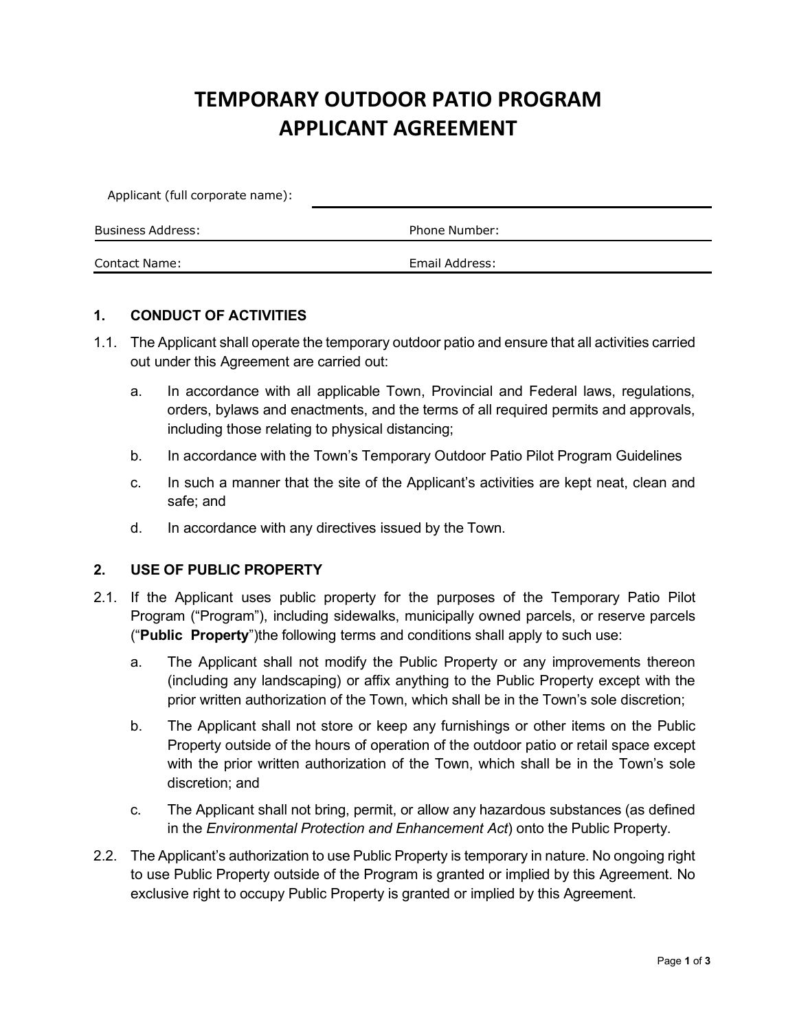# TEMPORARY OUTDOOR PATIO PROGRAM APPLICANT AGREEMENT

Applicant (full corporate name): ______________________________

Business Address: ______________________ Phone Number: ______________________

Contact Name: ______________________ Email Address: ______________________

## 1. CONDUCT OF ACTIVITIES

1.1. The Applicant shall operate the temporary outdoor patio and ensure that all activities carried out under this Agreement are carried out:

a. In accordance with all applicable Town, Provincial and Federal laws, regulations, orders, bylaws and enactments, and the terms of all required permits and approvals, including those relating to physical distancing;

b. In accordance with the Town's Temporary Outdoor Patio Pilot Program Guidelines

c. In such a manner that the site of the Applicant's activities are kept neat, clean and safe; and

d. In accordance with any directives issued by the Town.

## 2. USE OF PUBLIC PROPERTY

2.1. If the Applicant uses public property for the purposes of the Temporary Patio Pilot Program ("Program"), including sidewalks, municipally owned parcels, or reserve parcels ("**Public Property**")the following terms and conditions shall apply to such use:

a. The Applicant shall not modify the Public Property or any improvements thereon (including any landscaping) or affix anything to the Public Property except with the prior written authorization of the Town, which shall be in the Town's sole discretion;

b. The Applicant shall not store or keep any furnishings or other items on the Public Property outside of the hours of operation of the outdoor patio or retail space except with the prior written authorization of the Town, which shall be in the Town's sole discretion; and

c. The Applicant shall not bring, permit, or allow any hazardous substances (as defined in the *Environmental Protection and Enhancement Act*) onto the Public Property.

2.2. The Applicant's authorization to use Public Property is temporary in nature. No ongoing right to use Public Property outside of the Program is granted or implied by this Agreement. No exclusive right to occupy Public Property is granted or implied by this Agreement.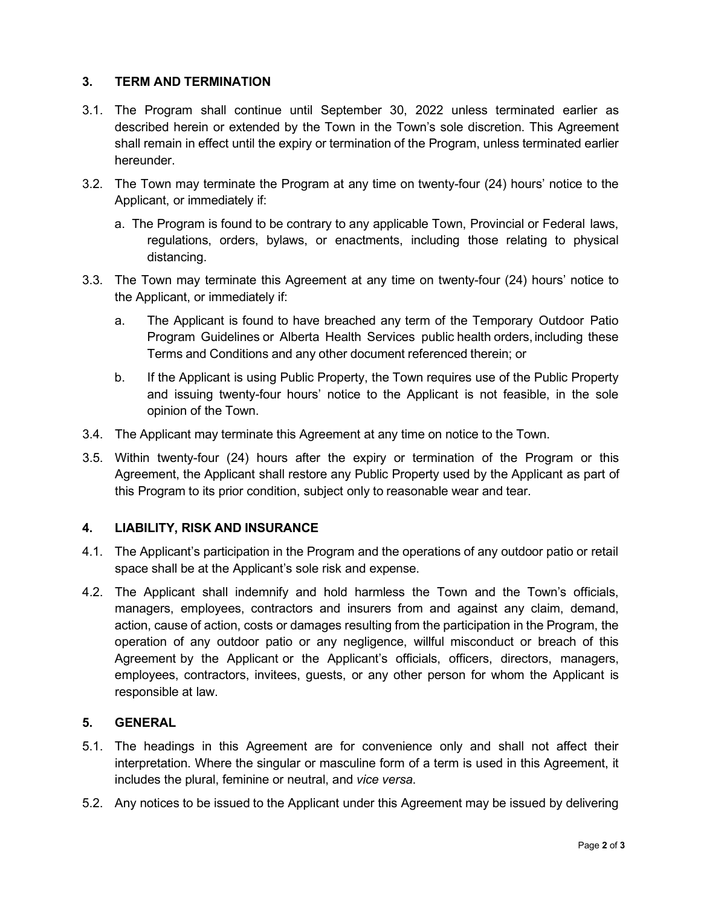## 3. TERM AND TERMINATION

3.1. The Program shall continue until September 30, 2022 unless terminated earlier as described herein or extended by the Town in the Town's sole discretion. This Agreement shall remain in effect until the expiry or termination of the Program, unless terminated earlier hereunder.

3.2. The Town may terminate the Program at any time on twenty-four (24) hours' notice to the Applicant, or immediately if:

   a. The Program is found to be contrary to any applicable Town, Provincial or Federal laws, regulations, orders, bylaws, or enactments, including those relating to physical distancing.

3.3. The Town may terminate this Agreement at any time on twenty-four (24) hours' notice to the Applicant, or immediately if:

   a. The Applicant is found to have breached any term of the Temporary Outdoor Patio Program Guidelines or Alberta Health Services public health orders, including these Terms and Conditions and any other document referenced therein; or

   b. If the Applicant is using Public Property, the Town requires use of the Public Property and issuing twenty-four hours' notice to the Applicant is not feasible, in the sole opinion of the Town.

3.4. The Applicant may terminate this Agreement at any time on notice to the Town.

3.5. Within twenty-four (24) hours after the expiry or termination of the Program or this Agreement, the Applicant shall restore any Public Property used by the Applicant as part of this Program to its prior condition, subject only to reasonable wear and tear.

## 4. LIABILITY, RISK AND INSURANCE

4.1. The Applicant's participation in the Program and the operations of any outdoor patio or retail space shall be at the Applicant's sole risk and expense.

4.2. The Applicant shall indemnify and hold harmless the Town and the Town's officials, managers, employees, contractors and insurers from and against any claim, demand, action, cause of action, costs or damages resulting from the participation in the Program, the operation of any outdoor patio or any negligence, willful misconduct or breach of this Agreement by the Applicant or the Applicant's officials, officers, directors, managers, employees, contractors, invitees, guests, or any other person for whom the Applicant is responsible at law.

## 5. GENERAL

5.1. The headings in this Agreement are for convenience only and shall not affect their interpretation. Where the singular or masculine form of a term is used in this Agreement, it includes the plural, feminine or neutral, and *vice versa*.

5.2. Any notices to be issued to the Applicant under this Agreement may be issued by delivering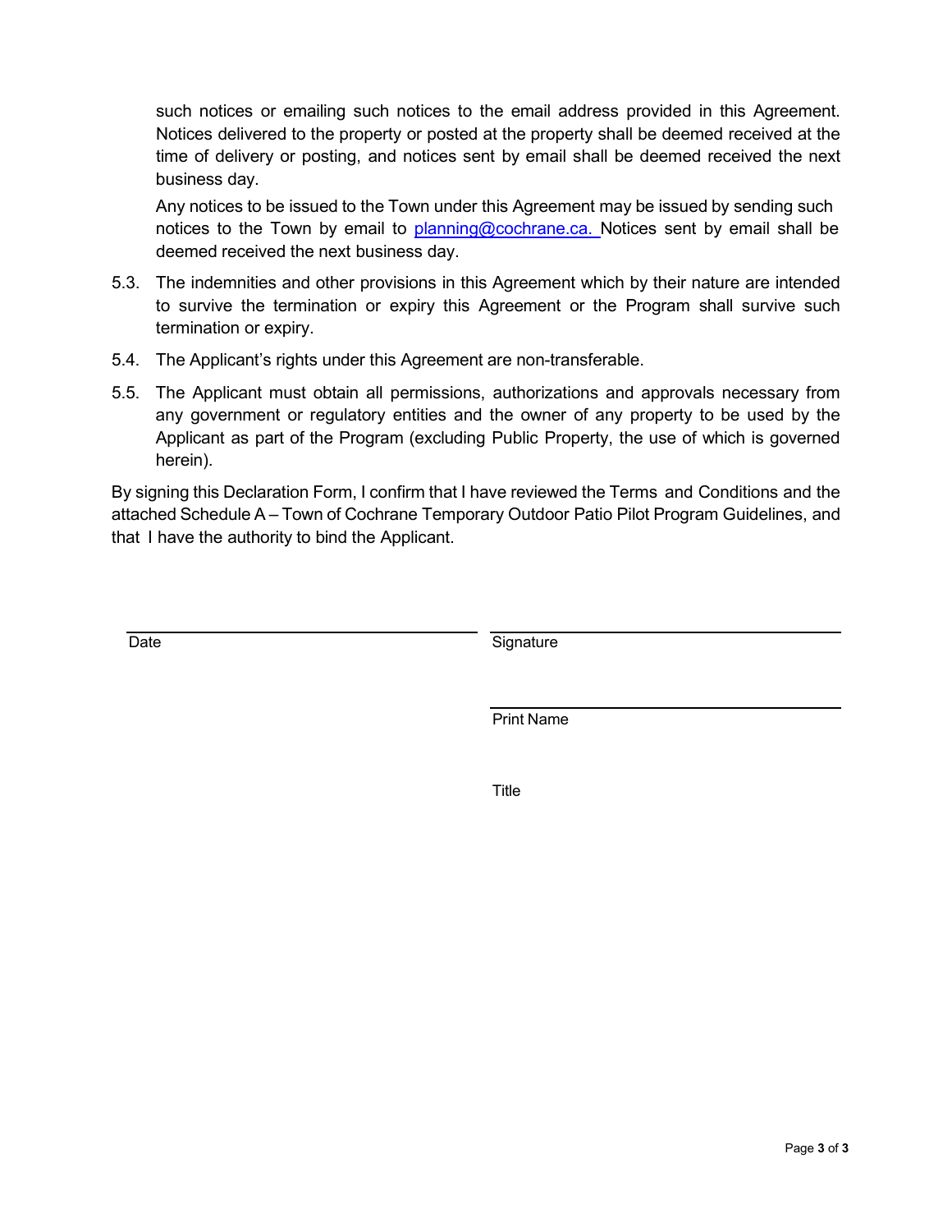such notices or emailing such notices to the email address provided in this Agreement. Notices delivered to the property or posted at the property shall be deemed received at the time of delivery or posting, and notices sent by email shall be deemed received the next business day.

Any notices to be issued to the Town under this Agreement may be issued by sending such notices to the Town by email to planning@cochrane.ca. Notices sent by email shall be deemed received the next business day.

5.3. The indemnities and other provisions in this Agreement which by their nature are intended to survive the termination or expiry this Agreement or the Program shall survive such termination or expiry.

5.4. The Applicant's rights under this Agreement are non-transferable.

5.5. The Applicant must obtain all permissions, authorizations and approvals necessary from any government or regulatory entities and the owner of any property to be used by the Applicant as part of the Program (excluding Public Property, the use of which is governed herein).

By signing this Declaration Form, I confirm that I have reviewed the Terms and Conditions and the attached Schedule A – Town of Cochrane Temporary Outdoor Patio Pilot Program Guidelines, and that I have the authority to bind the Applicant.

Date ______________________

Signature ______________________

Print Name ______________________

Title